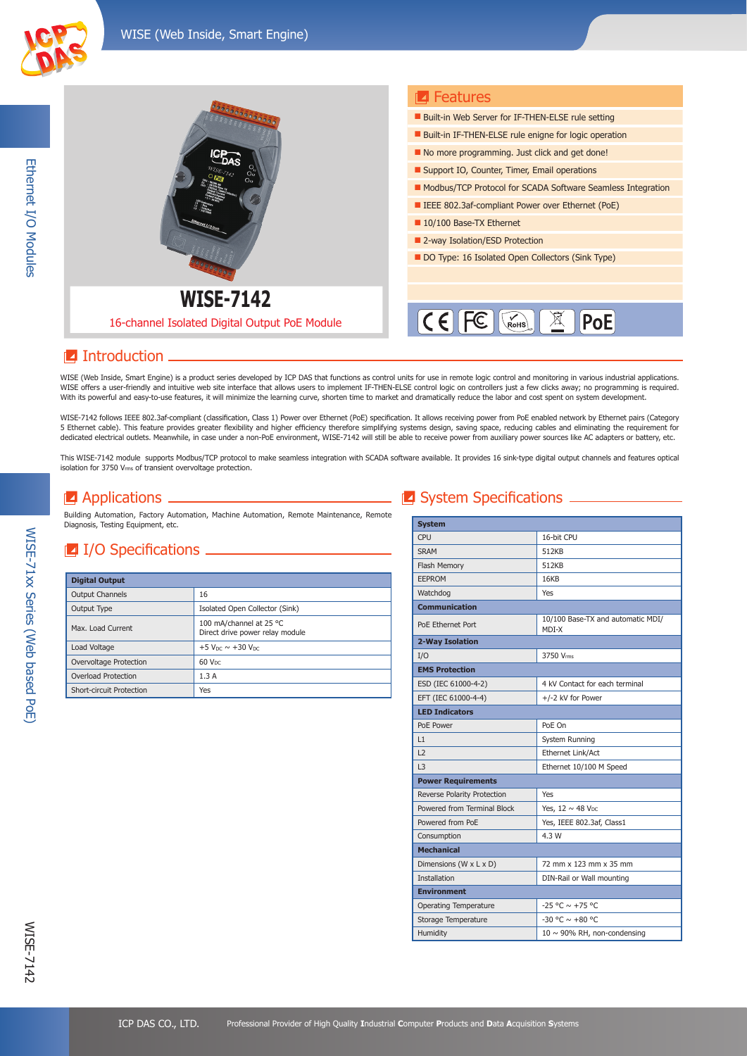# WISE-7142

16-channel Isolated Digital Output PoE Module

## Features

- Built-in Web Server for IF-THEN-ELSE rule setting
- Built-in IF-THEN-ELSE rule enigne for logic operation
- No more programming. Just click and get done!
- Support IO, Counter, Timer, Email operations
- Modbus/TCP Protocol for SCADA Software Seamless Integration
- IEEE 802.3af-compliant Power over Ethernet (PoE)
- 10/100 Base-TX Ethernet
- 2-way Isolation/ESD Protection
- DO Type: 16 Isolated Open Collectors (Sink Type)

CE FC RoHS PoE

## Introduction

WISE (Web Inside, Smart Engine) is a product series developed by ICP DAS that functions as control units for use in remote logic control and monitoring in various industrial applications. WISE offers a user-friendly and intuitive web site interface that allows users to implement IF-THEN-ELSE control logic on controllers just a few clicks away; no programming is required. With its powerful and easy-to-use features, it will minimize the learning curve, shorten time to market and dramatically reduce the labor and cost spent on system development.

WISE-7142 follows IEEE 802.3af-compliant (classification, Class 1) Power over Ethernet (PoE) specification. It allows receiving power from PoE enabled network by Ethernet pairs (Category 5 Ethernet cable). This feature provides greater flexibility and higher efficiency therefore simplifying systems design, saving space, reducing cables and eliminating the requirement for dedicated electrical outlets. Meanwhile, in case under a non-PoE environment, WISE-7142 will still be able to receive power from auxiliary power sources like AC adapters or battery, etc.

This WISE-7142 module supports Modbus/TCP protocol to make seamless integration with SCADA software available. It provides 16 sink-type digital output channels and features optical isolation for 3750 $V_{rms}$ of transient overvoltage protection.

## Applications

Building Automation, Factory Automation, Machine Automation, Remote Maintenance, Remote Diagnosis, Testing Equipment, etc.

## I/O Specifications

| Digital Output | |
|---|---|
| Output Channels | 16 |
| Output Type | Isolated Open Collector (Sink) |
| Max. Load Current | 100 mA/channel at 25 °C<br>Direct drive power relay module |
| Load Voltage | +5 $V_{DC}$ ~ +30 $V_{DC}$ |
| Overvoltage Protection | 60 $V_{DC}$ |
| Overload Protection | 1.3 A |
| Short-circuit Protection | Yes |

## System Specifications

| System | |
|---|---|
| CPU | 16-bit CPU |
| SRAM | 512KB |
| Flash Memory | 512KB |
| EEPROM | 16KB |
| Watchdog | Yes |
| **Communication** | |
| PoE Ethernet Port | 10/100 Base-TX and automatic MDI/MDI-X |
| **2-Way Isolation** | |
| I/O | 3750 $V_{rms}$ |
| **EMS Protection** | |
| ESD (IEC 61000-4-2) | 4 kV Contact for each terminal |
| EFT (IEC 61000-4-4) | +/-2 kV for Power |
| **LED Indicators** | |
| PoE Power | PoE On |
| L1 | System Running |
| L2 | Ethernet Link/Act |
| L3 | Ethernet 10/100 M Speed |
| **Power Requirements** | |
| Reverse Polarity Protection | Yes |
| Powered from Terminal Block | Yes, 12 ~ 48 $V_{DC}$ |
| Powered from PoE | Yes, IEEE 802.3af, Class1 |
| Consumption | 4.3 W |
| **Mechanical** | |
| Dimensions (W x L x D) | 72 mm x 123 mm x 35 mm |
| Installation | DIN-Rail or Wall mounting |
| **Environment** | |
| Operating Temperature | -25 °C ~ +75 °C |
| Storage Temperature | -30 °C ~ +80 °C |
| Humidity | 10 ~ 90% RH, non-condensing |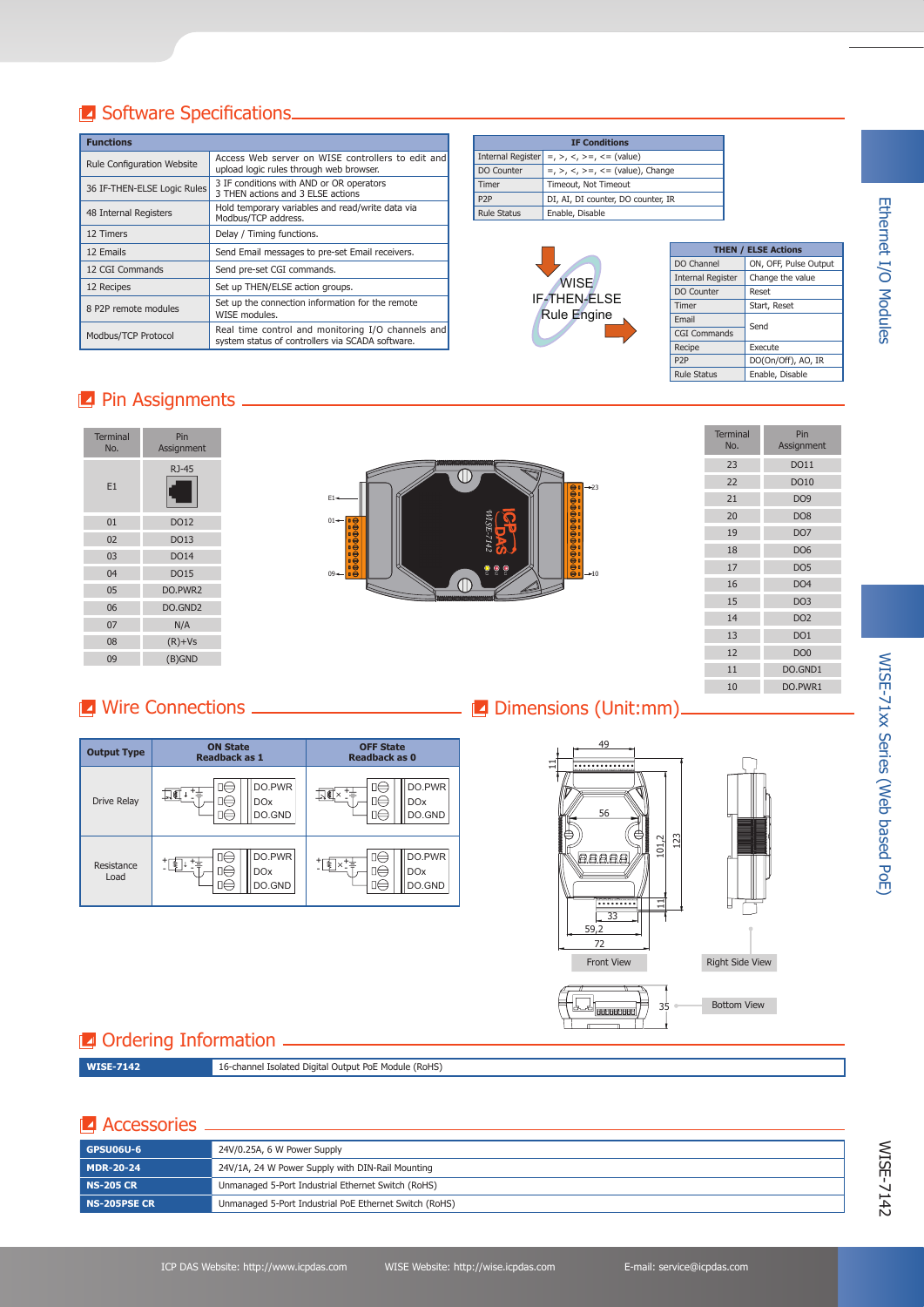## Software Specifications

| Functions | |
|---|---|
| Rule Configuration Website | Access Web server on WISE controllers to edit and upload logic rules through web browser. |
| 36 IF-THEN-ELSE Logic Rules | 3 IF conditions with AND or OR operators<br>3 THEN actions and 3 ELSE actions |
| 48 Internal Registers | Hold temporary variables and read/write data via Modbus/TCP address. |
| 12 Timers | Delay / Timing functions. |
| 12 Emails | Send Email messages to pre-set Email receivers. |
| 12 CGI Commands | Send pre-set CGI commands. |
| 12 Recipes | Set up THEN/ELSE action groups. |
| 8 P2P remote modules | Set up the connection information for the remote WISE modules. |
| Modbus/TCP Protocol | Real time control and monitoring I/O channels and system status of controllers via SCADA software. |

| IF Conditions | |
|---|---|
| Internal Register | =, >, <, >=, <= (value) |
| DO Counter | =, >, <, >=, <= (value), Change |
| Timer | Timeout, Not Timeout |
| P2P | DI, AI, DI counter, DO counter, IR |
| Rule Status | Enable, Disable |

WISE IF-THEN-ELSE Rule Engine

| THEN / ELSE Actions | |
|---|---|
| DO Channel | ON, OFF, Pulse Output |
| Internal Register | Change the value |
| DO Counter | Reset |
| Timer | Start, Reset |
| Email | Send |
| CGI Commands | Send |
| Recipe | Execute |
| P2P | DO(On/Off), AO, IR |
| Rule Status | Enable, Disable |

## Pin Assignments

| Terminal No. | Pin Assignment |
|---|---|
| E1 | RJ-45 |
| 01 | DO12 |
| 02 | DO13 |
| 03 | DO14 |
| 04 | DO15 |
| 05 | DO.PWR2 |
| 06 | DO.GND2 |
| 07 | N/A |
| 08 | (R)+Vs |
| 09 | (B)GND |

| Terminal No. | Pin Assignment |
|---|---|
| 23 | DO11 |
| 22 | DO10 |
| 21 | DO9 |
| 20 | DO8 |
| 19 | DO7 |
| 18 | DO6 |
| 17 | DO5 |
| 16 | DO4 |
| 15 | DO3 |
| 14 | DO2 |
| 13 | DO1 |
| 12 | DO0 |
| 11 | DO.GND1 |
| 10 | DO.PWR1 |

## Wire Connections

| Output Type | ON State Readback as 1 | OFF State Readback as 0 |
|---|---|---|
| Drive Relay | DO.PWR / DOx / DO.GND | DO.PWR / DOx / DO.GND |
| Resistance Load | DO.PWR / DOx / DO.GND | DO.PWR / DOx / DO.GND |

## Dimensions (Unit:mm)

49
11
56
101.2
123
11
33
59.2
72
35

Front View

Right Side View

Bottom View

## Ordering Information

| | |
|---|---|
| WISE-7142 | 16-channel Isolated Digital Output PoE Module (RoHS) |

## Accessories

| | |
|---|---|
| GPSU06U-6 | 24V/0.25A, 6 W Power Supply |
| MDR-20-24 | 24V/1A, 24 W Power Supply with DIN-Rail Mounting |
| NS-205 CR | Unmanaged 5-Port Industrial Ethernet Switch (RoHS) |
| NS-205PSE CR | Unmanaged 5-Port Industrial PoE Ethernet Switch (RoHS) |